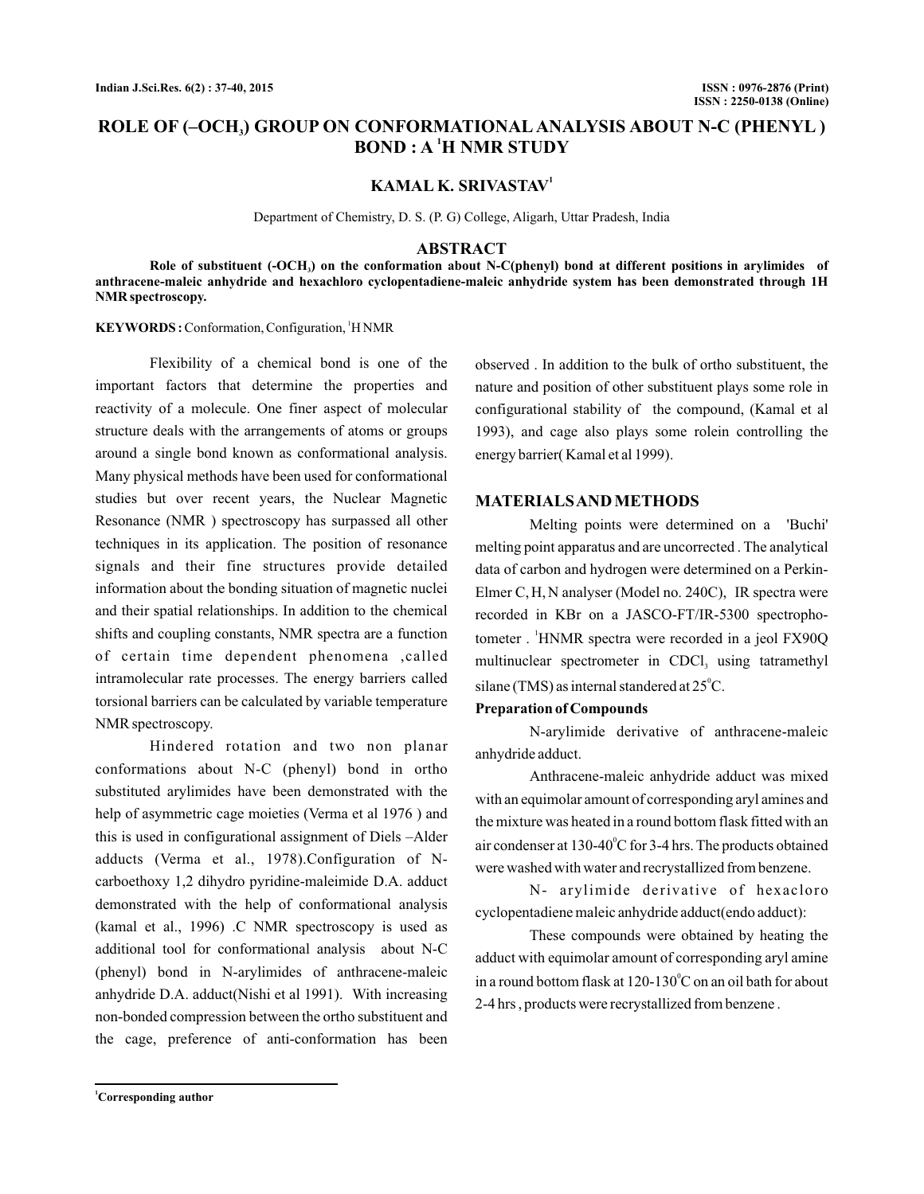# ROLE OF (–$OCH_3$) GROUP ON CONFORMATIONAL ANALYSIS ABOUT N-C (PHENYL ) BOND : A $^1$H NMR STUDY

**KAMAL K. SRIVASTAV[1]**

Department of Chemistry, D. S. (P. G) College, Aligarh, Uttar Pradesh, India

## ABSTRACT

**Role of substituent (-$OCH_3$) on the conformation about N-C(phenyl) bond at different positions in arylimides of anthracene-maleic anhydride and hexachloro cyclopentadiene-maleic anhydride system has been demonstrated through 1H NMR spectroscopy.**

**KEYWORDS :** Conformation, Configuration, $^1$H NMR

Flexibility of a chemical bond is one of the important factors that determine the properties and reactivity of a molecule. One finer aspect of molecular structure deals with the arrangements of atoms or groups around a single bond known as conformational analysis. Many physical methods have been used for conformational studies but over recent years, the Nuclear Magnetic Resonance (NMR ) spectroscopy has surpassed all other techniques in its application. The position of resonance signals and their fine structures provide detailed information about the bonding situation of magnetic nuclei and their spatial relationships. In addition to the chemical shifts and coupling constants, NMR spectra are a function of certain time dependent phenomena ,called intramolecular rate processes. The energy barriers called torsional barriers can be calculated by variable temperature NMR spectroscopy.

Hindered rotation and two non planar conformations about N-C (phenyl) bond in ortho substituted arylimides have been demonstrated with the help of asymmetric cage moieties (Verma et al 1976 ) and this is used in configurational assignment of Diels –Alder adducts (Verma et al., 1978).Configuration of N-carboethoxy 1,2 dihydro pyridine-maleimide D.A. adduct demonstrated with the help of conformational analysis (kamal et al., 1996) .C NMR spectroscopy is used as additional tool for conformational analysis about N-C (phenyl) bond in N-arylimides of anthracene-maleic anhydride D.A. adduct(Nishi et al 1991). With increasing non-bonded compression between the ortho substituent and the cage, preference of anti-conformation has been observed . In addition to the bulk of ortho substituent, the nature and position of other substituent plays some role in configurational stability of the compound, (Kamal et al 1993), and cage also plays some rolein controlling the energy barrier( Kamal et al 1999).

## MATERIALS AND METHODS

Melting points were determined on a 'Buchi' melting point apparatus and are uncorrected . The analytical data of carbon and hydrogen were determined on a Perkin-Elmer C, H, N analyser (Model no. 240C), IR spectra were recorded in KBr on a JASCO-FT/IR-5300 spectrophotometer . $^1$HNMR spectra were recorded in a jeol FX90Q multinuclear spectrometer in $CDCl_3$ using tatramethyl silane (TMS) as internal standered at $25^0$C.

### Preparation of Compounds

N-arylimide derivative of anthracene-maleic anhydride adduct.

Anthracene-maleic anhydride adduct was mixed with an equimolar amount of corresponding aryl amines and the mixture was heated in a round bottom flask fitted with an air condenser at $130\text{-}40^0$C for 3-4 hrs. The products obtained were washed with water and recrystallized from benzene.

N- arylimide derivative of hexacloro cyclopentadiene maleic anhydride adduct(endo adduct):

These compounds were obtained by heating the adduct with equimolar amount of corresponding aryl amine in a round bottom flask at $120\text{-}130^0$C on an oil bath for about 2-4 hrs , products were recrystallized from benzene .

[1]Corresponding author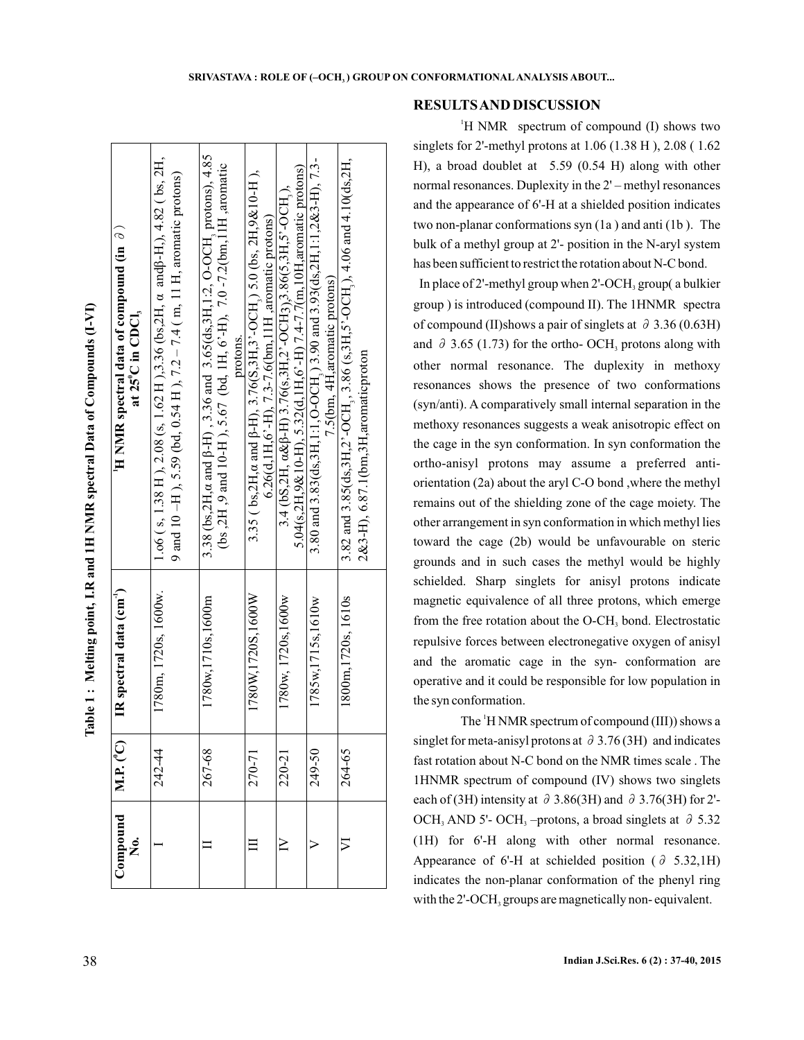**Table 1 : Melting point, I.R and 1H NMR spectral Data of Compounds (I-VI)**

| Compound No. | M.P. ($^0$C) | IR spectral data (cm$^{-1}$) | $^1$H NMR spectral data of compound (in $\partial$) at 25$^0$C in CDCl$_3$ |
|---|---|---|---|
| I | 242-44 | 1780m, 1720s, 1600w. | 1.o6 ( s, 1.38 H ), 2.08 (s, 1.62 H ),3.36 (bs,2H, α and β-H,), 4.82 ( bs, 2H, 9 and 10 –H ), 5.59 (bd, 0.54 H ), 7.2 – 7.4 ( m, 11 H, aromatic protons) |
| II | 267-68 | 1780w,1710s,1600m | 3.38 (bs,2H,α and β-H) , 3.36 and 3.65(ds,3H,1:2, O-OCH$_3$ protons), 4.85 (bs ,2H ,9 and 10-H ), 5.67 (bd, 1H, 6'-H), 7.0 -7.2(bm,11H ,aromatic protons. |
| III | 270-71 | 1780W,1720S,1600W | 3.35 ( bs,2H,α and β-H), 3.76(S,3H,3'-OCH$_3$) 5.0 (bs, 2H,9&10-H ), 6.26(d,1H,6'-H), 7.3-7.6(bm,11H ,aromatic protons) |
| IV | 220-21 | 1780w, 1720s,1600w | 3.4 (bS,2H, α&β-H) 3.76(s,3H,2'-OCH3),3.86(5,3H,5'-OCH$_3$), 5.04(s,2H,9&10-H), 5.32(d,1H,6'-H) 7.4-7.7(m,10H,aromatic protons) |
| V | 249-50 | 1785w,1715s,1610w | 3.80 and 3.83(ds,3H,1:1,O-OCH$_3$) 3.90 and 3.93(ds,2H,1:1,2&3-H), 7.3-7.5(bm, 4H,aromatic protons) |
| VI | 264-65 | 1800m,1720s, 1610s | 3.82 and 3.85(ds,3H,2'-OCH$_3$, 3.86 (s,3H,5'-OCH$_3$), 4.06 and 4.10(ds,2H, 2&3-H), 6.87.1(bm,3H,aromaticproton |

## RESULTS AND DISCUSSION

$^1$H NMR spectrum of compound (I) shows two singlets for 2'-methyl protons at 1.06 (1.38 H ), 2.08 ( 1.62 H), a broad doublet at 5.59 (0.54 H) along with other normal resonances. Duplexity in the 2' – methyl resonances and the appearance of 6'-H at a shielded position indicates two non-planar conformations syn (1a ) and anti (1b ). The bulk of a methyl group at 2'- position in the N-aryl system has been sufficient to restrict the rotation about N-C bond.

In place of 2'-methyl group when 2'-OCH$_3$ group( a bulkier group ) is introduced (compound II). The 1HNMR spectra of compound (II)shows a pair of singlets at $\partial$ 3.36 (0.63H) and $\partial$ 3.65 (1.73) for the ortho- OCH$_3$ protons along with other normal resonance. The duplexity in methoxy resonances shows the presence of two conformations (syn/anti). A comparatively small internal separation in the methoxy resonances suggests a weak anisotropic effect on the cage in the syn conformation. In syn conformation the ortho-anisyl protons may assume a preferred anti-orientation (2a) about the aryl C-O bond ,where the methyl remains out of the shielding zone of the cage moiety. The other arrangement in syn conformation in which methyl lies toward the cage (2b) would be unfavourable on steric grounds and in such cases the methyl would be highly schielded. Sharp singlets for anisyl protons indicate magnetic equivalence of all three protons, which emerge from the free rotation about the O-CH$_3$ bond. Electrostatic repulsive forces between electronegative oxygen of anisyl and the aromatic cage in the syn- conformation are operative and it could be responsible for low population in the syn conformation.

The $^1$H NMR spectrum of compound (III)) shows a singlet for meta-anisyl protons at $\partial$ 3.76 (3H) and indicates fast rotation about N-C bond on the NMR times scale . The 1HNMR spectrum of compound (IV) shows two singlets each of (3H) intensity at $\partial$ 3.86(3H) and $\partial$ 3.76(3H) for 2'-OCH$_3$ AND 5'- OCH$_3$ –protons, a broad singlets at $\partial$ 5.32 (1H) for 6'-H along with other normal resonance. Appearance of 6'-H at schielded position ( $\partial$ 5.32,1H) indicates the non-planar conformation of the phenyl ring with the 2'-OCH$_3$ groups are magnetically non- equivalent.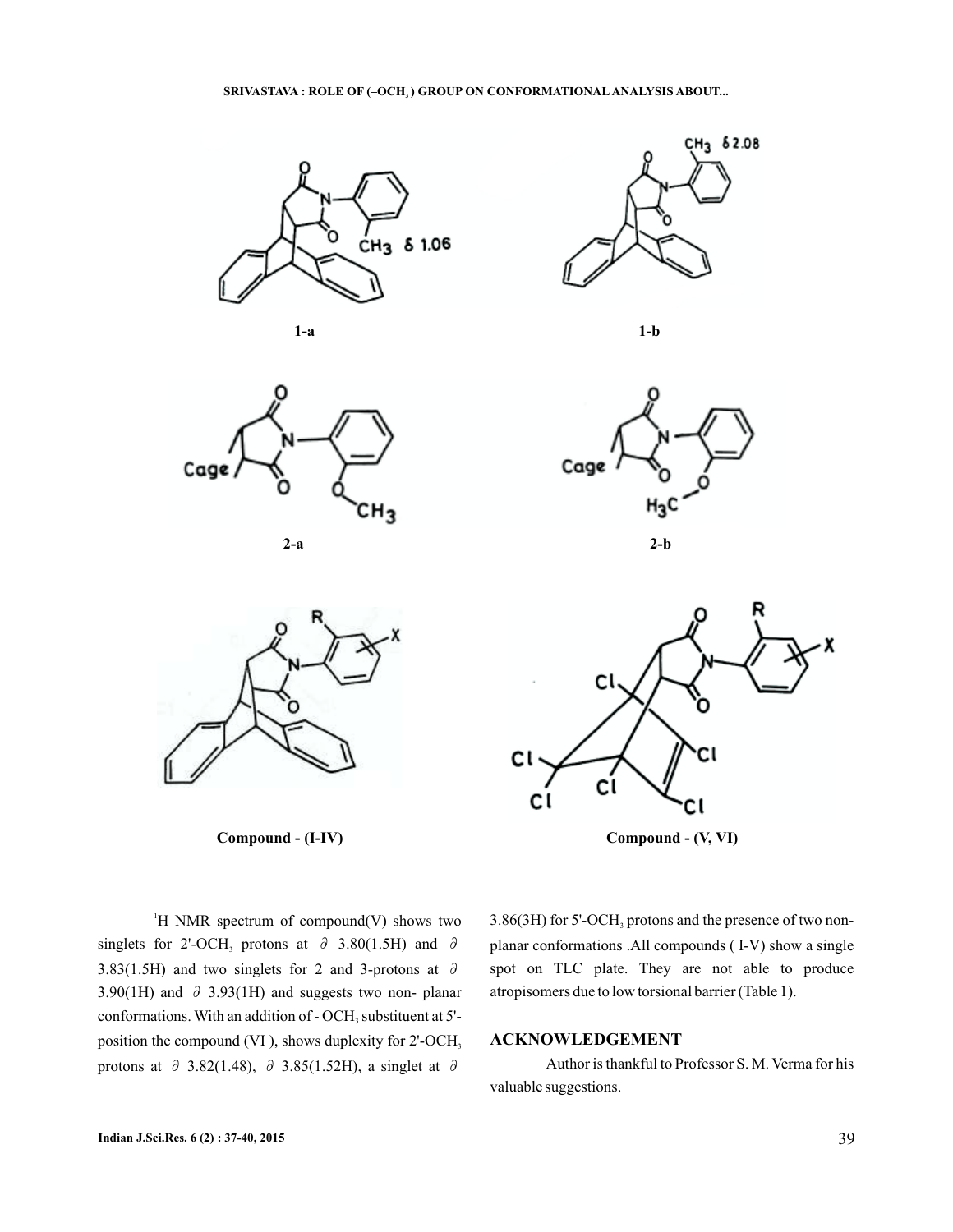1-a

1-b

2-a

2-b

Compound - (I-IV)

Compound - (V, VI)

[1]H NMR spectrum of compound(V) shows two singlets for 2'-$OCH_3$ protons at ∂ 3.80(1.5H) and ∂ 3.83(1.5H) and two singlets for 2 and 3-protons at ∂ 3.90(1H) and ∂ 3.93(1H) and suggests two non- planar conformations. With an addition of - $OCH_3$ substituent at 5'-position the compound (VI ), shows duplexity for 2'-$OCH_3$ protons at ∂ 3.82(1.48), ∂ 3.85(1.52H), a singlet at ∂ 3.86(3H) for 5'-$OCH_3$ protons and the presence of two non-planar conformations .All compounds ( I-V) show a single spot on TLC plate. They are not able to produce atropisomers due to low torsional barrier (Table 1).

## ACKNOWLEDGEMENT

Author is thankful to Professor S. M. Verma for his valuable suggestions.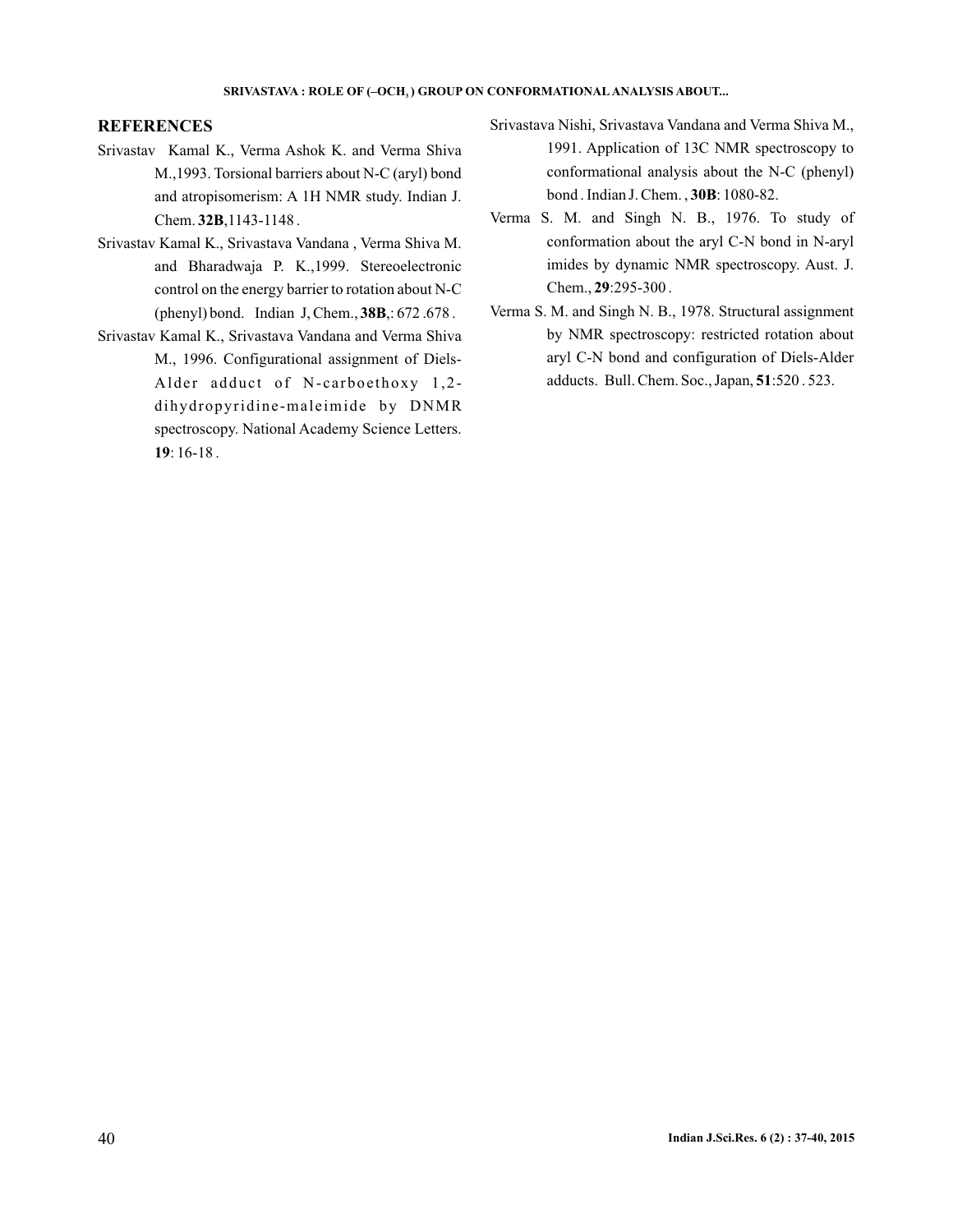## REFERENCES

Srivastav Kamal K., Verma Ashok K. and Verma Shiva M.,1993. Torsional barriers about N-C (aryl) bond and atropisomerism: A 1H NMR study. Indian J. Chem. **32B**,1143-1148 .

Srivastav Kamal K., Srivastava Vandana , Verma Shiva M. and Bharadwaja P. K.,1999. Stereoelectronic control on the energy barrier to rotation about N-C (phenyl) bond. Indian J, Chem., **38B**,: 672 .678 .

Srivastav Kamal K., Srivastava Vandana and Verma Shiva M., 1996. Configurational assignment of Diels-Alder adduct of N-carboethoxy 1,2-dihydropyridine-maleimide by DNMR spectroscopy. National Academy Science Letters. **19**: 16-18 .

Srivastava Nishi, Srivastava Vandana and Verma Shiva M., 1991. Application of 13C NMR spectroscopy to conformational analysis about the N-C (phenyl) bond . Indian J. Chem. , **30B**: 1080-82.

Verma S. M. and Singh N. B., 1976. To study of conformation about the aryl C-N bond in N-aryl imides by dynamic NMR spectroscopy. Aust. J. Chem., **29**:295-300 .

Verma S. M. and Singh N. B., 1978. Structural assignment by NMR spectroscopy: restricted rotation about aryl C-N bond and configuration of Diels-Alder adducts. Bull. Chem. Soc., Japan, **51**:520 . 523.